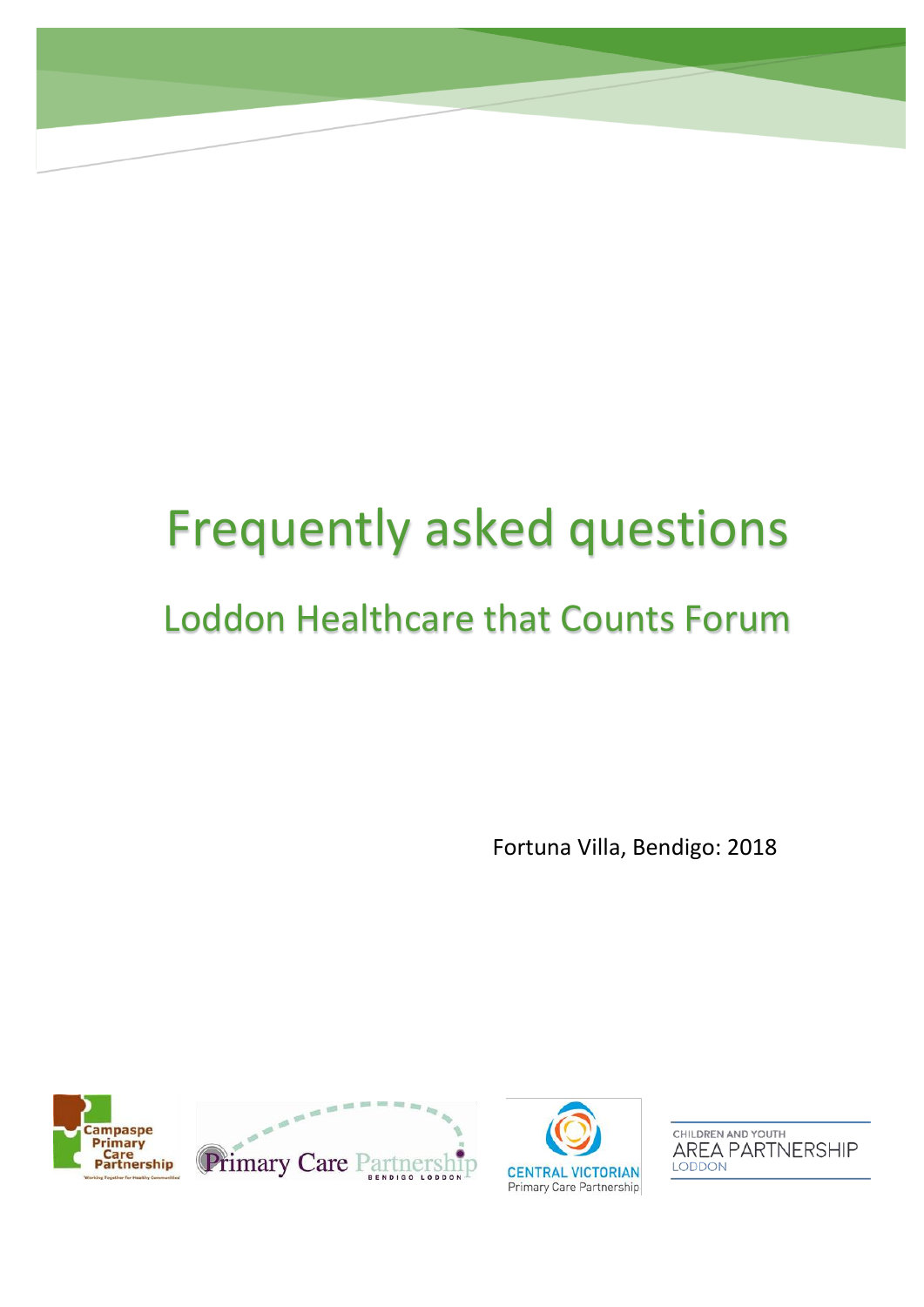# Frequently asked questions

## Loddon Healthcare that Counts Forum

Fortuna Villa, Bendigo: 2018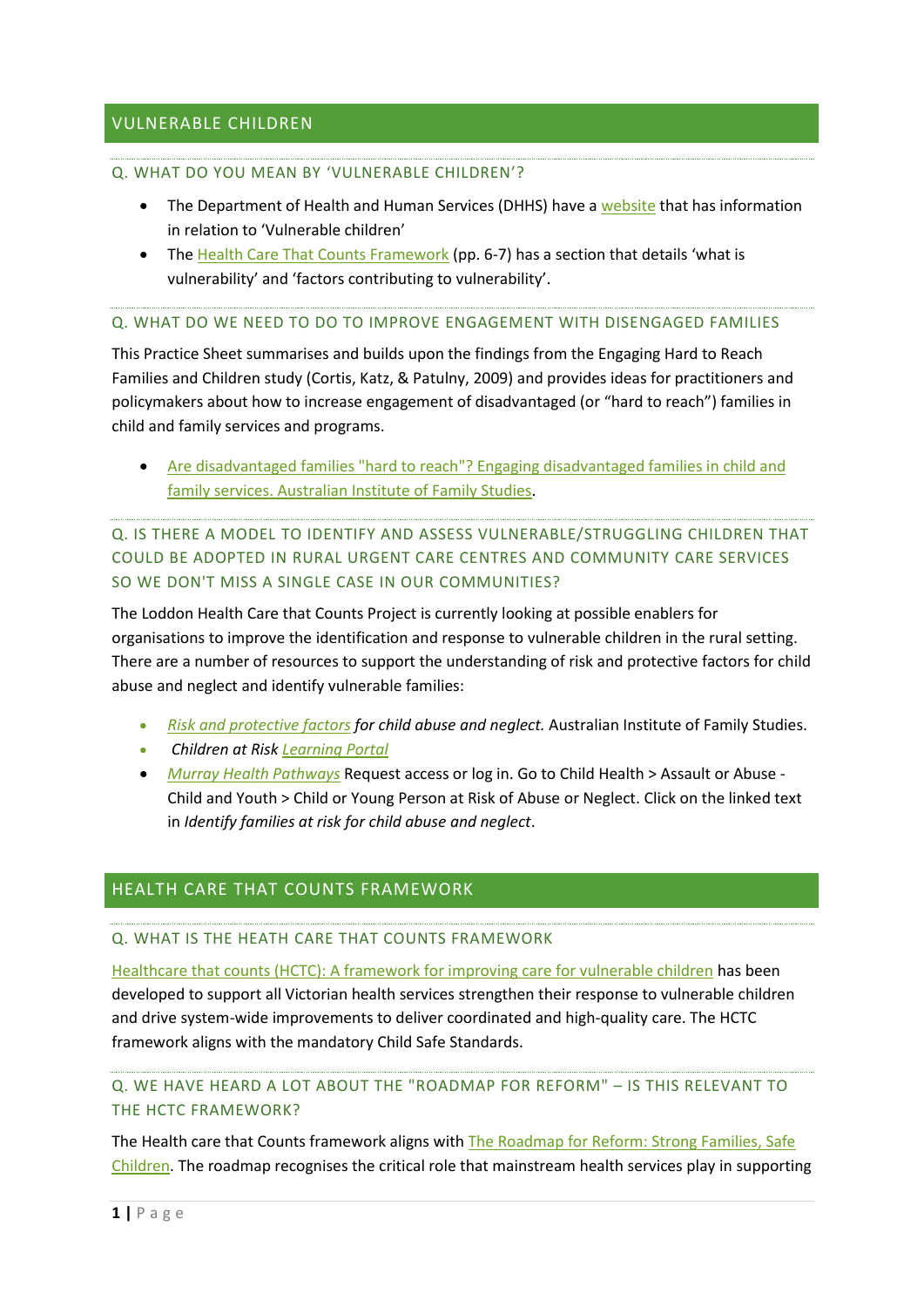## VULNERABLE CHILDREN

### Q. WHAT DO YOU MEAN BY 'VULNERABLE CHILDREN'?

- The Department of Health and Human Services (DHHS) have a website that has information in relation to 'Vulnerable children'
- The Health Care That Counts Framework (pp. 6-7) has a section that details 'what is vulnerability' and 'factors contributing to vulnerability'.

### Q. WHAT DO WE NEED TO DO TO IMPROVE ENGAGEMENT WITH DISENGAGED FAMILIES

This Practice Sheet summarises and builds upon the findings from the Engaging Hard to Reach Families and Children study (Cortis, Katz, & Patulny, 2009) and provides ideas for practitioners and policymakers about how to increase engagement of disadvantaged (or "hard to reach") families in child and family services and programs.

- Are disadvantaged families "hard to reach"? Engaging disadvantaged families in child and family services. Australian Institute of Family Studies.

### Q. IS THERE A MODEL TO IDENTIFY AND ASSESS VULNERABLE/STRUGGLING CHILDREN THAT COULD BE ADOPTED IN RURAL URGENT CARE CENTRES AND COMMUNITY CARE SERVICES SO WE DON'T MISS A SINGLE CASE IN OUR COMMUNITIES?

The Loddon Health Care that Counts Project is currently looking at possible enablers for organisations to improve the identification and response to vulnerable children in the rural setting. There are a number of resources to support the understanding of risk and protective factors for child abuse and neglect and identify vulnerable families:

- *Risk and protective factors for child abuse and neglect.* Australian Institute of Family Studies.
- *Children at Risk* Learning Portal
- *Murray Health Pathways* Request access or log in. Go to Child Health > Assault or Abuse - Child and Youth > Child or Young Person at Risk of Abuse or Neglect. Click on the linked text in *Identify families at risk for child abuse and neglect*.

## HEALTH CARE THAT COUNTS FRAMEWORK

### Q. WHAT IS THE HEATH CARE THAT COUNTS FRAMEWORK

Healthcare that counts (HCTC): A framework for improving care for vulnerable children has been developed to support all Victorian health services strengthen their response to vulnerable children and drive system-wide improvements to deliver coordinated and high-quality care. The HCTC framework aligns with the mandatory Child Safe Standards.

### Q. WE HAVE HEARD A LOT ABOUT THE "ROADMAP FOR REFORM" – IS THIS RELEVANT TO THE HCTC FRAMEWORK?

The Health care that Counts framework aligns with The Roadmap for Reform: Strong Families, Safe Children. The roadmap recognises the critical role that mainstream health services play in supporting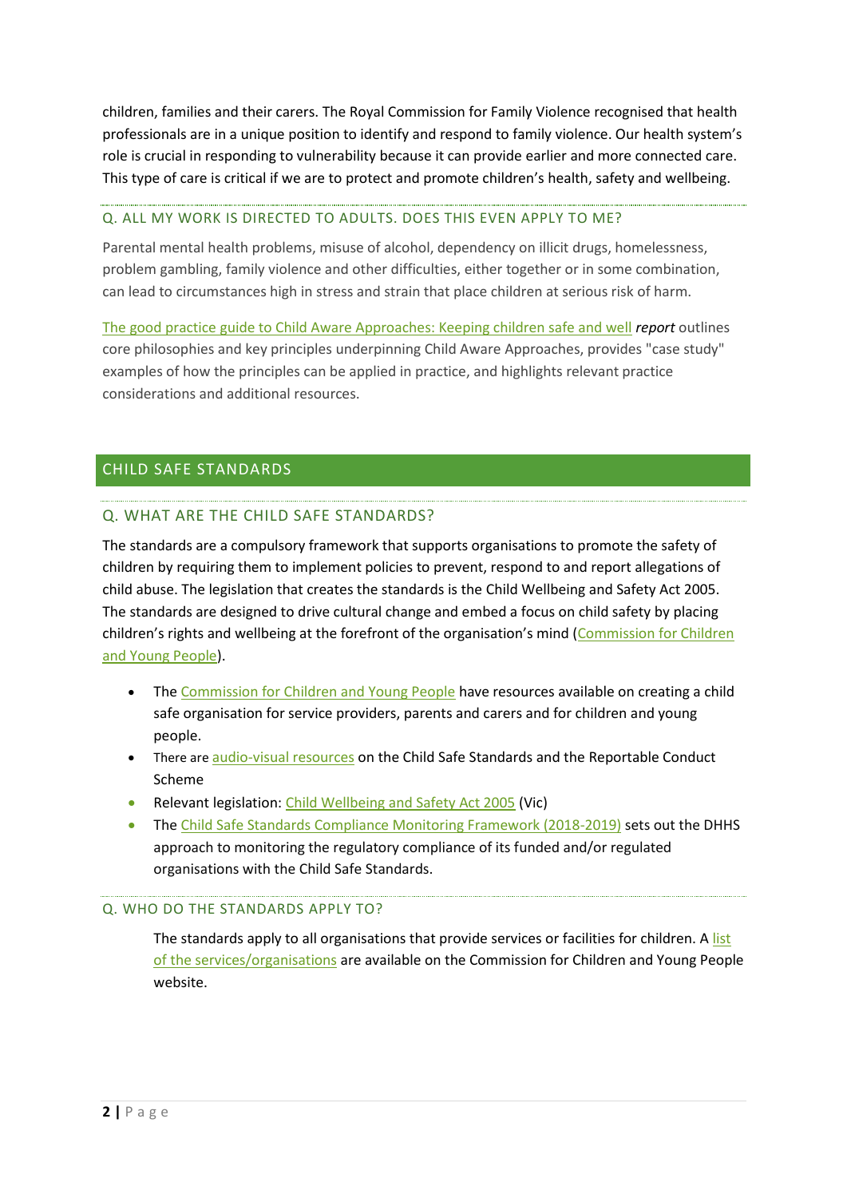children, families and their carers. The Royal Commission for Family Violence recognised that health professionals are in a unique position to identify and respond to family violence. Our health system's role is crucial in responding to vulnerability because it can provide earlier and more connected care. This type of care is critical if we are to protect and promote children's health, safety and wellbeing.

### Q. ALL MY WORK IS DIRECTED TO ADULTS. DOES THIS EVEN APPLY TO ME?

Parental mental health problems, misuse of alcohol, dependency on illicit drugs, homelessness, problem gambling, family violence and other difficulties, either together or in some combination, can lead to circumstances high in stress and strain that place children at serious risk of harm.

The good practice guide to Child Aware Approaches: Keeping children safe and well ***report*** outlines core philosophies and key principles underpinning Child Aware Approaches, provides "case study" examples of how the principles can be applied in practice, and highlights relevant practice considerations and additional resources.

## CHILD SAFE STANDARDS

### Q. WHAT ARE THE CHILD SAFE STANDARDS?

The standards are a compulsory framework that supports organisations to promote the safety of children by requiring them to implement policies to prevent, respond to and report allegations of child abuse. The legislation that creates the standards is the Child Wellbeing and Safety Act 2005. The standards are designed to drive cultural change and embed a focus on child safety by placing children's rights and wellbeing at the forefront of the organisation's mind (Commission for Children and Young People).

- The Commission for Children and Young People have resources available on creating a child safe organisation for service providers, parents and carers and for children and young people.
- There are audio-visual resources on the Child Safe Standards and the Reportable Conduct Scheme
- Relevant legislation: Child Wellbeing and Safety Act 2005 (Vic)
- The Child Safe Standards Compliance Monitoring Framework (2018-2019) sets out the DHHS approach to monitoring the regulatory compliance of its funded and/or regulated organisations with the Child Safe Standards.

### Q. WHO DO THE STANDARDS APPLY TO?

The standards apply to all organisations that provide services or facilities for children. A list of the services/organisations are available on the Commission for Children and Young People website.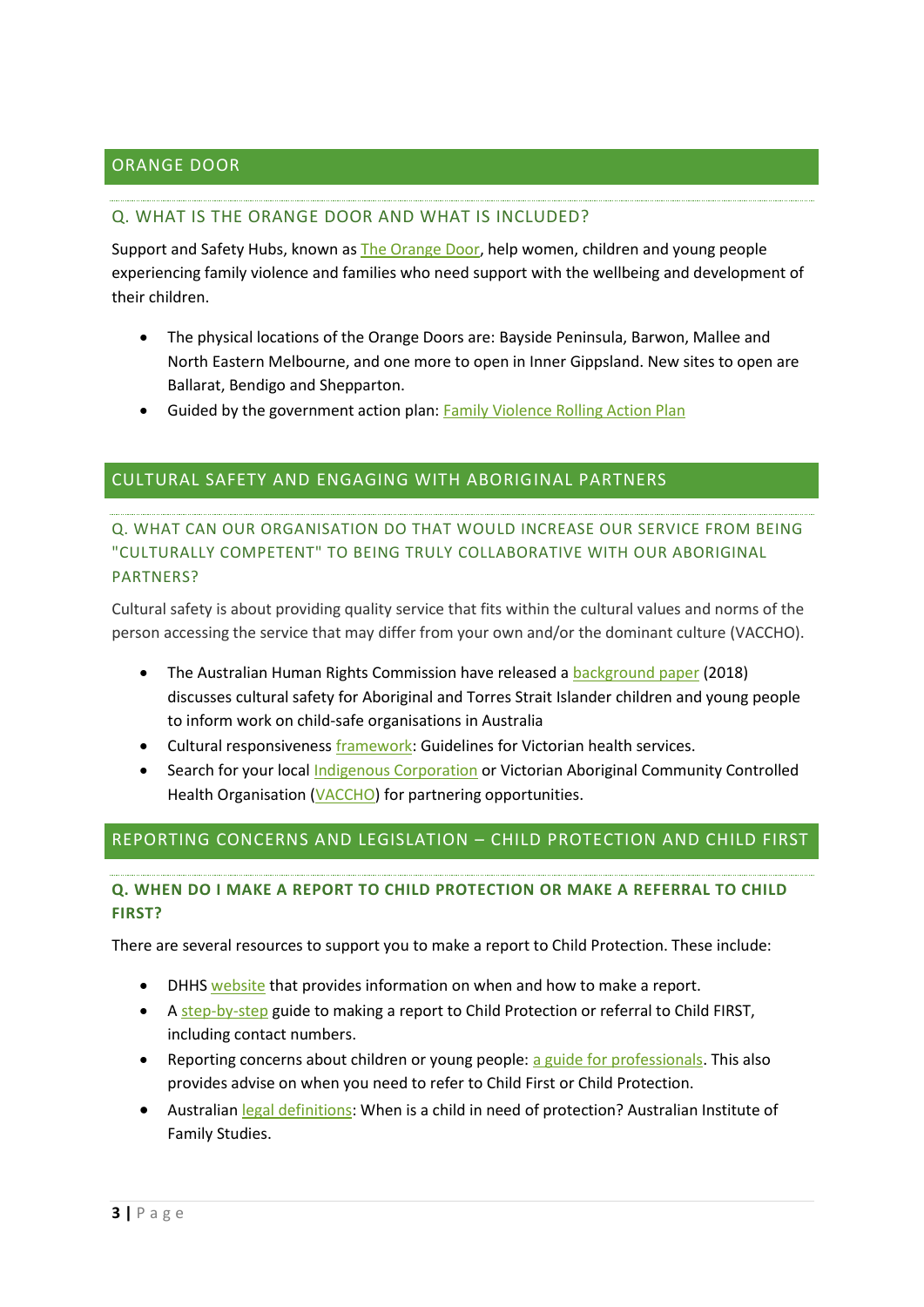## ORANGE DOOR

### Q. WHAT IS THE ORANGE DOOR AND WHAT IS INCLUDED?

Support and Safety Hubs, known as The Orange Door, help women, children and young people experiencing family violence and families who need support with the wellbeing and development of their children.

- The physical locations of the Orange Doors are: Bayside Peninsula, Barwon, Mallee and North Eastern Melbourne, and one more to open in Inner Gippsland. New sites to open are Ballarat, Bendigo and Shepparton.
- Guided by the government action plan: Family Violence Rolling Action Plan

## CULTURAL SAFETY AND ENGAGING WITH ABORIGINAL PARTNERS

### Q. WHAT CAN OUR ORGANISATION DO THAT WOULD INCREASE OUR SERVICE FROM BEING "CULTURALLY COMPETENT" TO BEING TRULY COLLABORATIVE WITH OUR ABORIGINAL PARTNERS?

Cultural safety is about providing quality service that fits within the cultural values and norms of the person accessing the service that may differ from your own and/or the dominant culture (VACCHO).

- The Australian Human Rights Commission have released a background paper (2018) discusses cultural safety for Aboriginal and Torres Strait Islander children and young people to inform work on child-safe organisations in Australia
- Cultural responsiveness framework: Guidelines for Victorian health services.
- Search for your local Indigenous Corporation or Victorian Aboriginal Community Controlled Health Organisation (VACCHO) for partnering opportunities.

## REPORTING CONCERNS AND LEGISLATION – CHILD PROTECTION AND CHILD FIRST

### **Q. WHEN DO I MAKE A REPORT TO CHILD PROTECTION OR MAKE A REFERRAL TO CHILD FIRST?**

There are several resources to support you to make a report to Child Protection. These include:

- DHHS website that provides information on when and how to make a report.
- A step-by-step guide to making a report to Child Protection or referral to Child FIRST, including contact numbers.
- Reporting concerns about children or young people: a guide for professionals. This also provides advise on when you need to refer to Child First or Child Protection.
- Australian legal definitions: When is a child in need of protection? Australian Institute of Family Studies.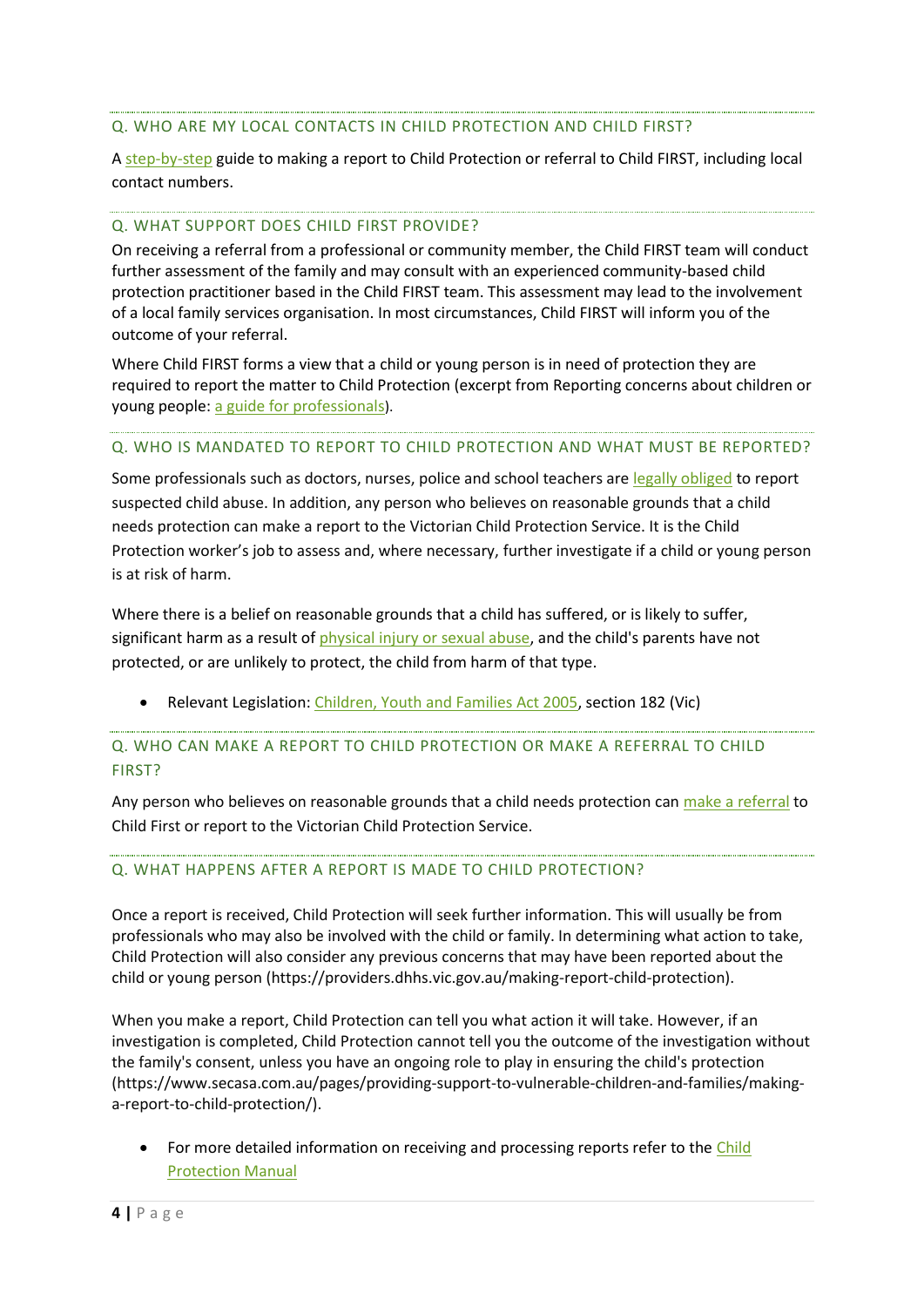## Q. WHO ARE MY LOCAL CONTACTS IN CHILD PROTECTION AND CHILD FIRST?

A step-by-step guide to making a report to Child Protection or referral to Child FIRST, including local contact numbers.

## Q. WHAT SUPPORT DOES CHILD FIRST PROVIDE?

On receiving a referral from a professional or community member, the Child FIRST team will conduct further assessment of the family and may consult with an experienced community-based child protection practitioner based in the Child FIRST team. This assessment may lead to the involvement of a local family services organisation. In most circumstances, Child FIRST will inform you of the outcome of your referral.

Where Child FIRST forms a view that a child or young person is in need of protection they are required to report the matter to Child Protection (excerpt from Reporting concerns about children or young people: a guide for professionals).

## Q. WHO IS MANDATED TO REPORT TO CHILD PROTECTION AND WHAT MUST BE REPORTED?

Some professionals such as doctors, nurses, police and school teachers are legally obliged to report suspected child abuse. In addition, any person who believes on reasonable grounds that a child needs protection can make a report to the Victorian Child Protection Service. It is the Child Protection worker's job to assess and, where necessary, further investigate if a child or young person is at risk of harm.

Where there is a belief on reasonable grounds that a child has suffered, or is likely to suffer, significant harm as a result of physical injury or sexual abuse, and the child's parents have not protected, or are unlikely to protect, the child from harm of that type.

- Relevant Legislation: Children, Youth and Families Act 2005, section 182 (Vic)

## Q. WHO CAN MAKE A REPORT TO CHILD PROTECTION OR MAKE A REFERRAL TO CHILD FIRST?

Any person who believes on reasonable grounds that a child needs protection can make a referral to Child First or report to the Victorian Child Protection Service.

## Q. WHAT HAPPENS AFTER A REPORT IS MADE TO CHILD PROTECTION?

Once a report is received, Child Protection will seek further information. This will usually be from professionals who may also be involved with the child or family. In determining what action to take, Child Protection will also consider any previous concerns that may have been reported about the child or young person (https://providers.dhhs.vic.gov.au/making-report-child-protection).

When you make a report, Child Protection can tell you what action it will take. However, if an investigation is completed, Child Protection cannot tell you the outcome of the investigation without the family's consent, unless you have an ongoing role to play in ensuring the child's protection (https://www.secasa.com.au/pages/providing-support-to-vulnerable-children-and-families/making-a-report-to-child-protection/).

- For more detailed information on receiving and processing reports refer to the Child Protection Manual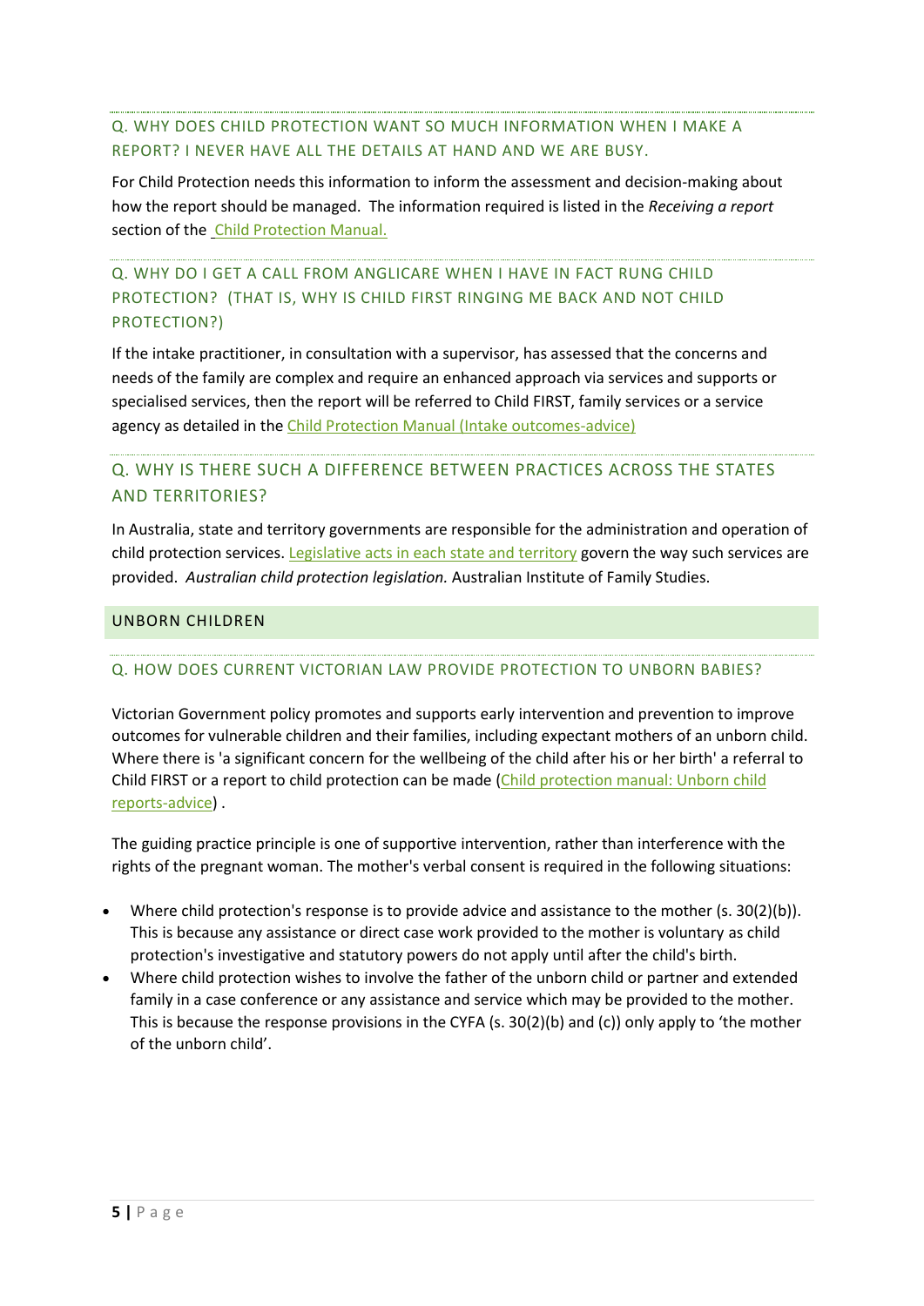### Q. WHY DOES CHILD PROTECTION WANT SO MUCH INFORMATION WHEN I MAKE A REPORT? I NEVER HAVE ALL THE DETAILS AT HAND AND WE ARE BUSY.

For Child Protection needs this information to inform the assessment and decision-making about how the report should be managed. The information required is listed in the *Receiving a report* section of the [Child Protection Manual.]

### Q. WHY DO I GET A CALL FROM ANGLICARE WHEN I HAVE IN FACT RUNG CHILD PROTECTION? (THAT IS, WHY IS CHILD FIRST RINGING ME BACK AND NOT CHILD PROTECTION?)

If the intake practitioner, in consultation with a supervisor, has assessed that the concerns and needs of the family are complex and require an enhanced approach via services and supports or specialised services, then the report will be referred to Child FIRST, family services or a service agency as detailed in the [Child Protection Manual (Intake outcomes-advice)]

### Q. WHY IS THERE SUCH A DIFFERENCE BETWEEN PRACTICES ACROSS THE STATES AND TERRITORIES?

In Australia, state and territory governments are responsible for the administration and operation of child protection services. [Legislative acts in each state and territory] govern the way such services are provided. *Australian child protection legislation.* Australian Institute of Family Studies.

## UNBORN CHILDREN

### Q. HOW DOES CURRENT VICTORIAN LAW PROVIDE PROTECTION TO UNBORN BABIES?

Victorian Government policy promotes and supports early intervention and prevention to improve outcomes for vulnerable children and their families, including expectant mothers of an unborn child. Where there is 'a significant concern for the wellbeing of the child after his or her birth' a referral to Child FIRST or a report to child protection can be made ([Child protection manual: Unborn child reports-advice]) .

The guiding practice principle is one of supportive intervention, rather than interference with the rights of the pregnant woman. The mother's verbal consent is required in the following situations:

- Where child protection's response is to provide advice and assistance to the mother (s. 30(2)(b)). This is because any assistance or direct case work provided to the mother is voluntary as child protection's investigative and statutory powers do not apply until after the child's birth.
- Where child protection wishes to involve the father of the unborn child or partner and extended family in a case conference or any assistance and service which may be provided to the mother. This is because the response provisions in the CYFA (s. 30(2)(b) and (c)) only apply to 'the mother of the unborn child'.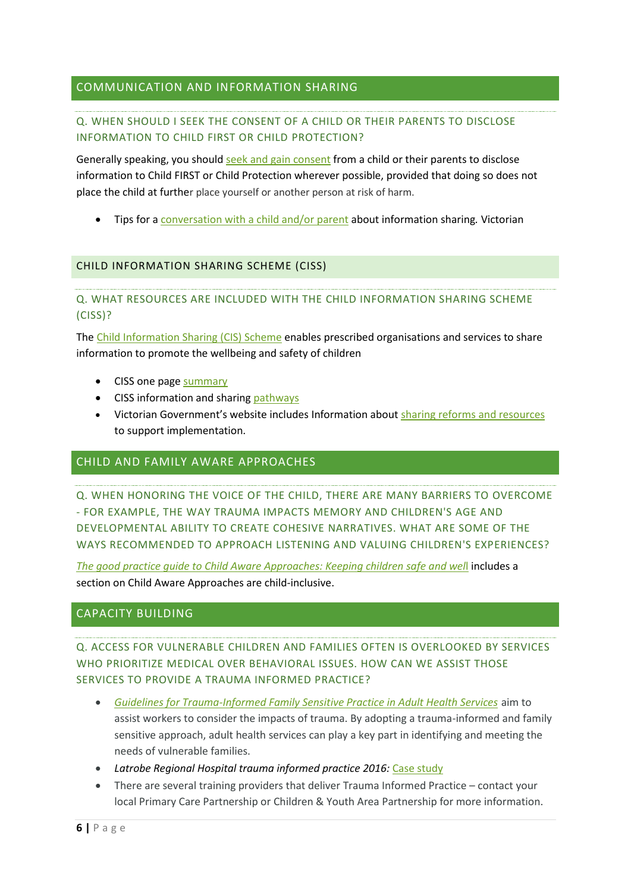## COMMUNICATION AND INFORMATION SHARING

### Q. WHEN SHOULD I SEEK THE CONSENT OF A CHILD OR THEIR PARENTS TO DISCLOSE INFORMATION TO CHILD FIRST OR CHILD PROTECTION?

Generally speaking, you should seek and gain consent from a child or their parents to disclose information to Child FIRST or Child Protection wherever possible, provided that doing so does not place the child at further place yourself or another person at risk of harm.

- Tips for a conversation with a child and/or parent about information sharing. Victorian

## CHILD INFORMATION SHARING SCHEME (CISS)

### Q. WHAT RESOURCES ARE INCLUDED WITH THE CHILD INFORMATION SHARING SCHEME (CISS)?

The Child Information Sharing (CIS) Scheme enables prescribed organisations and services to share information to promote the wellbeing and safety of children

- CISS one page summary
- CISS information and sharing pathways
- Victorian Government's website includes Information about sharing reforms and resources to support implementation.

## CHILD AND FAMILY AWARE APPROACHES

### Q. WHEN HONORING THE VOICE OF THE CHILD, THERE ARE MANY BARRIERS TO OVERCOME - FOR EXAMPLE, THE WAY TRAUMA IMPACTS MEMORY AND CHILDREN'S AGE AND DEVELOPMENTAL ABILITY TO CREATE COHESIVE NARRATIVES. WHAT ARE SOME OF THE WAYS RECOMMENDED TO APPROACH LISTENING AND VALUING CHILDREN'S EXPERIENCES?

*The good practice guide to Child Aware Approaches: Keeping children safe and well* includes a section on Child Aware Approaches are child-inclusive.

## CAPACITY BUILDING

### Q. ACCESS FOR VULNERABLE CHILDREN AND FAMILIES OFTEN IS OVERLOOKED BY SERVICES WHO PRIORITIZE MEDICAL OVER BEHAVIORAL ISSUES. HOW CAN WE ASSIST THOSE SERVICES TO PROVIDE A TRAUMA INFORMED PRACTICE?

- *Guidelines for Trauma-Informed Family Sensitive Practice in Adult Health Services* aim to assist workers to consider the impacts of trauma. By adopting a trauma-informed and family sensitive approach, adult health services can play a key part in identifying and meeting the needs of vulnerable families.
- *Latrobe Regional Hospital trauma informed practice 2016:* Case study
- There are several training providers that deliver Trauma Informed Practice – contact your local Primary Care Partnership or Children & Youth Area Partnership for more information.